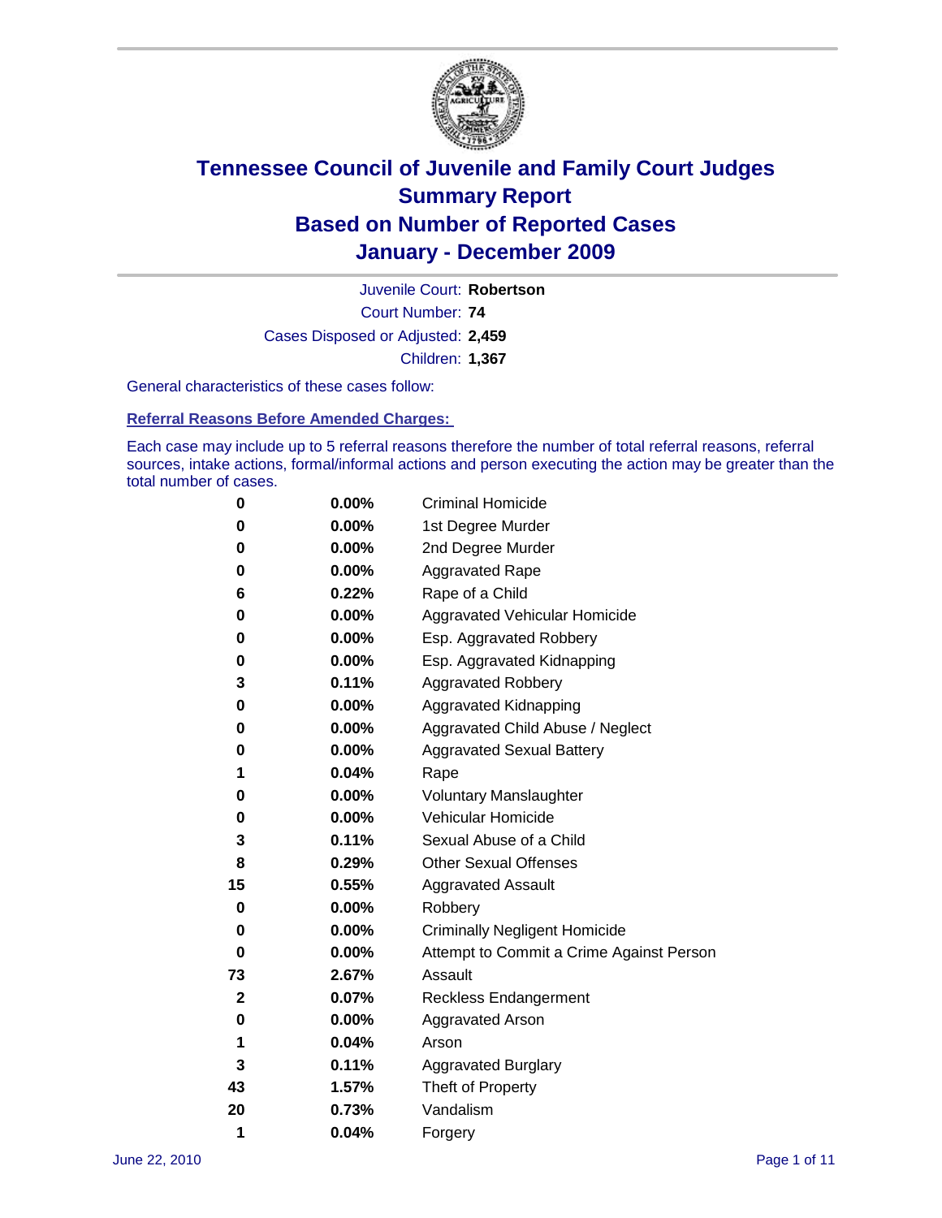# Tennessee Council of Juvenile and Family Court Judges
## Summary Report
## Based on Number of Reported Cases
## January - December 2009

Juvenile Court: **Robertson**

Court Number: **74**

Cases Disposed or Adjusted: **2,459**

Children: **1,367**

General characteristics of these cases follow:

### Referral Reasons Before Amended Charges:

Each case may include up to 5 referral reasons therefore the number of total referral reasons, referral sources, intake actions, formal/informal actions and person executing the action may be greater than the total number of cases.

| Count | Percent | Referral Reason |
|---|---|---|
| 0 | 0.00% | Criminal Homicide |
| 0 | 0.00% | 1st Degree Murder |
| 0 | 0.00% | 2nd Degree Murder |
| 0 | 0.00% | Aggravated Rape |
| 6 | 0.22% | Rape of a Child |
| 0 | 0.00% | Aggravated Vehicular Homicide |
| 0 | 0.00% | Esp. Aggravated Robbery |
| 0 | 0.00% | Esp. Aggravated Kidnapping |
| 3 | 0.11% | Aggravated Robbery |
| 0 | 0.00% | Aggravated Kidnapping |
| 0 | 0.00% | Aggravated Child Abuse / Neglect |
| 0 | 0.00% | Aggravated Sexual Battery |
| 1 | 0.04% | Rape |
| 0 | 0.00% | Voluntary Manslaughter |
| 0 | 0.00% | Vehicular Homicide |
| 3 | 0.11% | Sexual Abuse of a Child |
| 8 | 0.29% | Other Sexual Offenses |
| 15 | 0.55% | Aggravated Assault |
| 0 | 0.00% | Robbery |
| 0 | 0.00% | Criminally Negligent Homicide |
| 0 | 0.00% | Attempt to Commit a Crime Against Person |
| 73 | 2.67% | Assault |
| 2 | 0.07% | Reckless Endangerment |
| 0 | 0.00% | Aggravated Arson |
| 1 | 0.04% | Arson |
| 3 | 0.11% | Aggravated Burglary |
| 43 | 1.57% | Theft of Property |
| 20 | 0.73% | Vandalism |
| 1 | 0.04% | Forgery |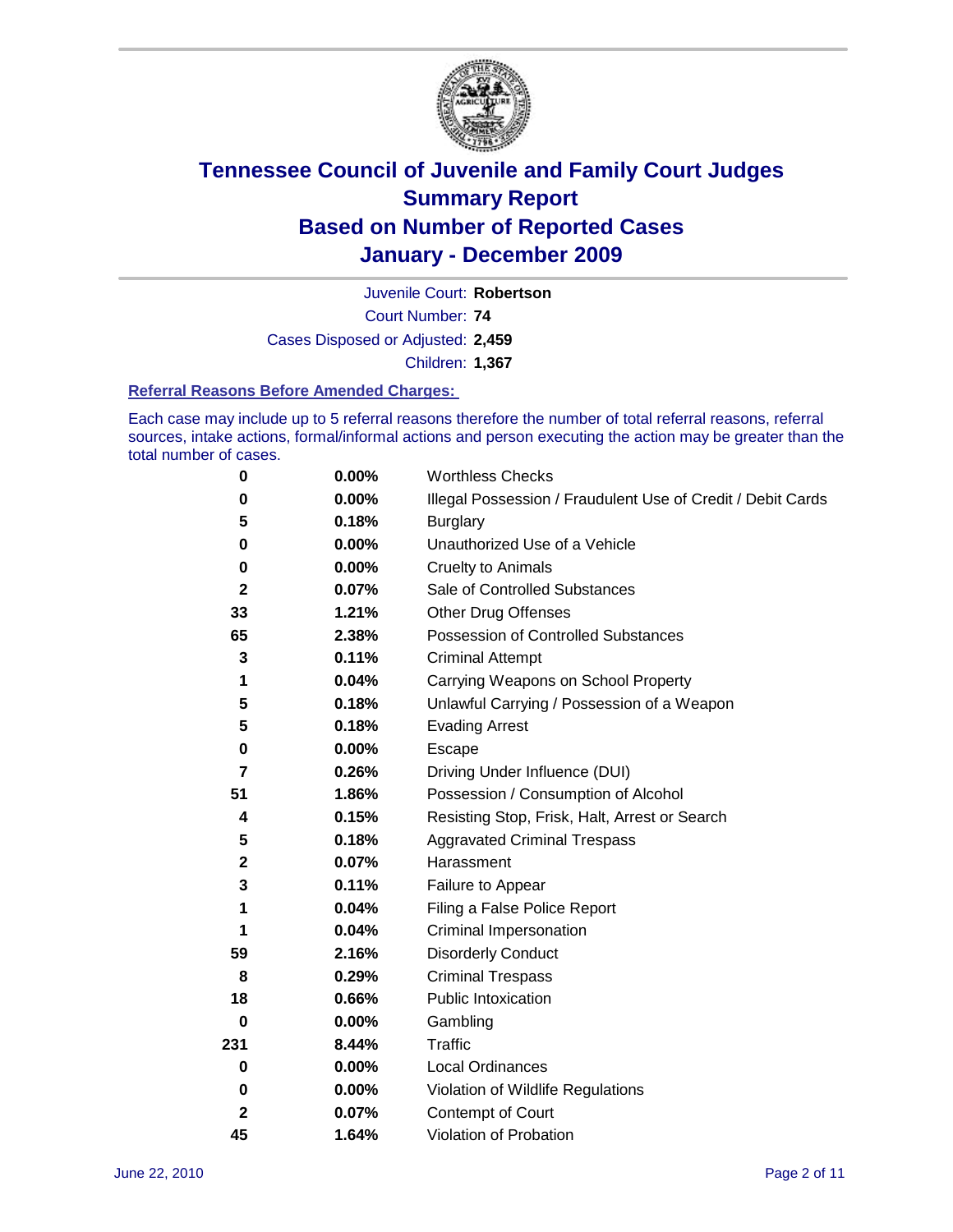# Tennessee Council of Juvenile and Family Court Judges
# Summary Report
# Based on Number of Reported Cases
# January - December 2009

Juvenile Court: **Robertson**

Court Number: **74**

Cases Disposed or Adjusted: **2,459**

Children: **1,367**

### Referral Reasons Before Amended Charges:

Each case may include up to 5 referral reasons therefore the number of total referral reasons, referral sources, intake actions, formal/informal actions and person executing the action may be greater than the total number of cases.

| | | |
|---|---|---|
| 0 | 0.00% | Worthless Checks |
| 0 | 0.00% | Illegal Possession / Fraudulent Use of Credit / Debit Cards |
| 5 | 0.18% | Burglary |
| 0 | 0.00% | Unauthorized Use of a Vehicle |
| 0 | 0.00% | Cruelty to Animals |
| 2 | 0.07% | Sale of Controlled Substances |
| 33 | 1.21% | Other Drug Offenses |
| 65 | 2.38% | Possession of Controlled Substances |
| 3 | 0.11% | Criminal Attempt |
| 1 | 0.04% | Carrying Weapons on School Property |
| 5 | 0.18% | Unlawful Carrying / Possession of a Weapon |
| 5 | 0.18% | Evading Arrest |
| 0 | 0.00% | Escape |
| 7 | 0.26% | Driving Under Influence (DUI) |
| 51 | 1.86% | Possession / Consumption of Alcohol |
| 4 | 0.15% | Resisting Stop, Frisk, Halt, Arrest or Search |
| 5 | 0.18% | Aggravated Criminal Trespass |
| 2 | 0.07% | Harassment |
| 3 | 0.11% | Failure to Appear |
| 1 | 0.04% | Filing a False Police Report |
| 1 | 0.04% | Criminal Impersonation |
| 59 | 2.16% | Disorderly Conduct |
| 8 | 0.29% | Criminal Trespass |
| 18 | 0.66% | Public Intoxication |
| 0 | 0.00% | Gambling |
| 231 | 8.44% | Traffic |
| 0 | 0.00% | Local Ordinances |
| 0 | 0.00% | Violation of Wildlife Regulations |
| 2 | 0.07% | Contempt of Court |
| 45 | 1.64% | Violation of Probation |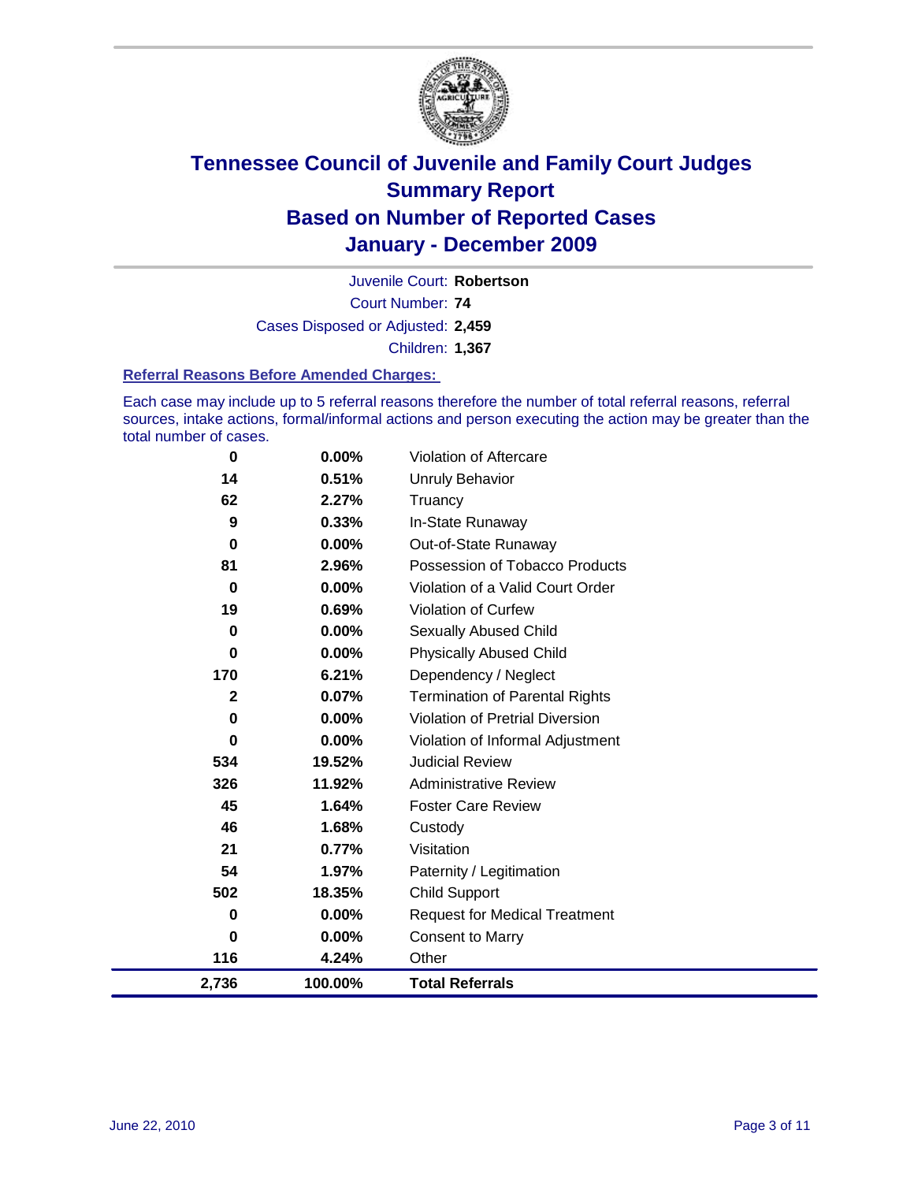# Tennessee Council of Juvenile and Family Court Judges
## Summary Report
## Based on Number of Reported Cases
## January - December 2009

Juvenile Court: **Robertson**

Court Number: **74**

Cases Disposed or Adjusted: **2,459**

Children: **1,367**

### Referral Reasons Before Amended Charges:

Each case may include up to 5 referral reasons therefore the number of total referral reasons, referral sources, intake actions, formal/informal actions and person executing the action may be greater than the total number of cases.

| Count | Percent | Referral Reason |
|---|---|---|
| 0 | 0.00% | Violation of Aftercare |
| 14 | 0.51% | Unruly Behavior |
| 62 | 2.27% | Truancy |
| 9 | 0.33% | In-State Runaway |
| 0 | 0.00% | Out-of-State Runaway |
| 81 | 2.96% | Possession of Tobacco Products |
| 0 | 0.00% | Violation of a Valid Court Order |
| 19 | 0.69% | Violation of Curfew |
| 0 | 0.00% | Sexually Abused Child |
| 0 | 0.00% | Physically Abused Child |
| 170 | 6.21% | Dependency / Neglect |
| 2 | 0.07% | Termination of Parental Rights |
| 0 | 0.00% | Violation of Pretrial Diversion |
| 0 | 0.00% | Violation of Informal Adjustment |
| 534 | 19.52% | Judicial Review |
| 326 | 11.92% | Administrative Review |
| 45 | 1.64% | Foster Care Review |
| 46 | 1.68% | Custody |
| 21 | 0.77% | Visitation |
| 54 | 1.97% | Paternity / Legitimation |
| 502 | 18.35% | Child Support |
| 0 | 0.00% | Request for Medical Treatment |
| 0 | 0.00% | Consent to Marry |
| 116 | 4.24% | Other |
| **2,736** | **100.00%** | **Total Referrals** |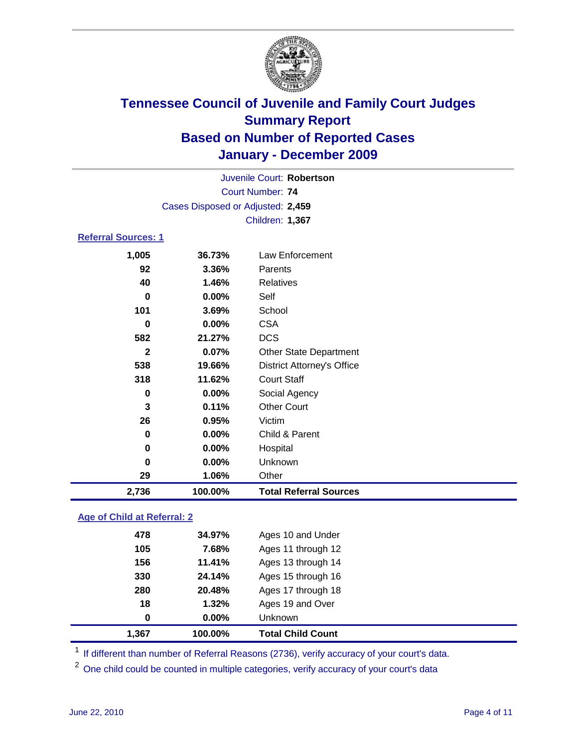# Tennessee Council of Juvenile and Family Court Judges
## Summary Report
## Based on Number of Reported Cases
## January - December 2009

Juvenile Court: **Robertson**

Court Number: **74**

Cases Disposed or Adjusted: **2,459**

Children: **1,367**

### Referral Sources: 1

| | | |
|---|---|---|
| 1,005 | 36.73% | Law Enforcement |
| 92 | 3.36% | Parents |
| 40 | 1.46% | Relatives |
| 0 | 0.00% | Self |
| 101 | 3.69% | School |
| 0 | 0.00% | CSA |
| 582 | 21.27% | DCS |
| 2 | 0.07% | Other State Department |
| 538 | 19.66% | District Attorney's Office |
| 318 | 11.62% | Court Staff |
| 0 | 0.00% | Social Agency |
| 3 | 0.11% | Other Court |
| 26 | 0.95% | Victim |
| 0 | 0.00% | Child & Parent |
| 0 | 0.00% | Hospital |
| 0 | 0.00% | Unknown |
| 29 | 1.06% | Other |
| **2,736** | **100.00%** | **Total Referral Sources** |

### Age of Child at Referral: 2

| | | |
|---|---|---|
| 478 | 34.97% | Ages 10 and Under |
| 105 | 7.68% | Ages 11 through 12 |
| 156 | 11.41% | Ages 13 through 14 |
| 330 | 24.14% | Ages 15 through 16 |
| 280 | 20.48% | Ages 17 through 18 |
| 18 | 1.32% | Ages 19 and Over |
| 0 | 0.00% | Unknown |
| **1,367** | **100.00%** | **Total Child Count** |

[1] If different than number of Referral Reasons (2736), verify accuracy of your court's data.

[2] One child could be counted in multiple categories, verify accuracy of your court's data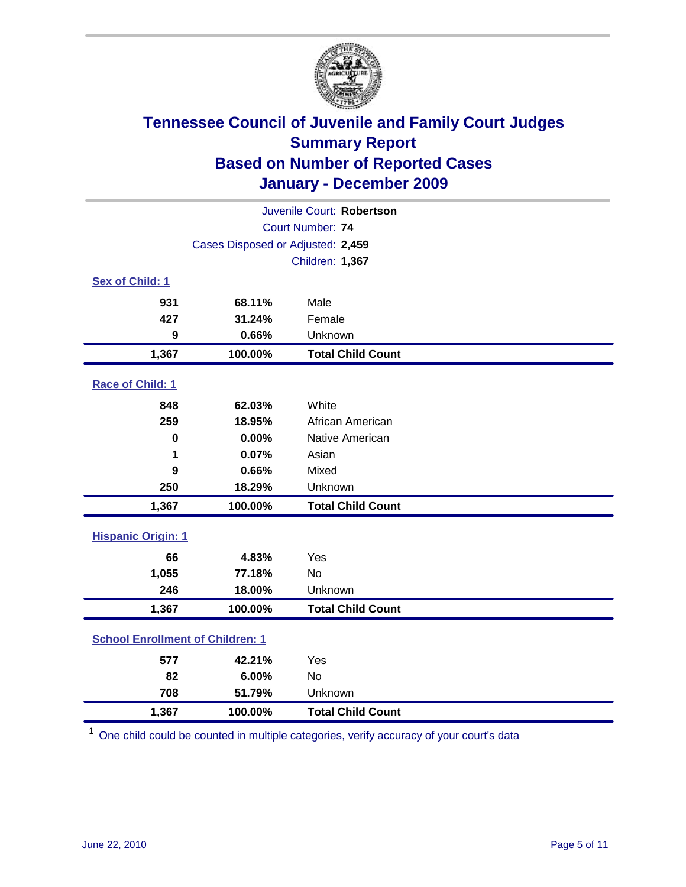# Tennessee Council of Juvenile and Family Court Judges
## Summary Report
## Based on Number of Reported Cases
## January - December 2009

Juvenile Court: **Robertson**
Court Number: **74**
Cases Disposed or Adjusted: **2,459**
Children: **1,367**

### Sex of Child: 1

| Count | Percent | Category |
|---|---|---|
| 931 | 68.11% | Male |
| 427 | 31.24% | Female |
| 9 | 0.66% | Unknown |
| **1,367** | **100.00%** | **Total Child Count** |

### Race of Child: 1

| Count | Percent | Category |
|---|---|---|
| 848 | 62.03% | White |
| 259 | 18.95% | African American |
| 0 | 0.00% | Native American |
| 1 | 0.07% | Asian |
| 9 | 0.66% | Mixed |
| 250 | 18.29% | Unknown |
| **1,367** | **100.00%** | **Total Child Count** |

### Hispanic Origin: 1

| Count | Percent | Category |
|---|---|---|
| 66 | 4.83% | Yes |
| 1,055 | 77.18% | No |
| 246 | 18.00% | Unknown |
| **1,367** | **100.00%** | **Total Child Count** |

### School Enrollment of Children: 1

| Count | Percent | Category |
|---|---|---|
| 577 | 42.21% | Yes |
| 82 | 6.00% | No |
| 708 | 51.79% | Unknown |
| **1,367** | **100.00%** | **Total Child Count** |

[1] One child could be counted in multiple categories, verify accuracy of your court's data

June 22, 2010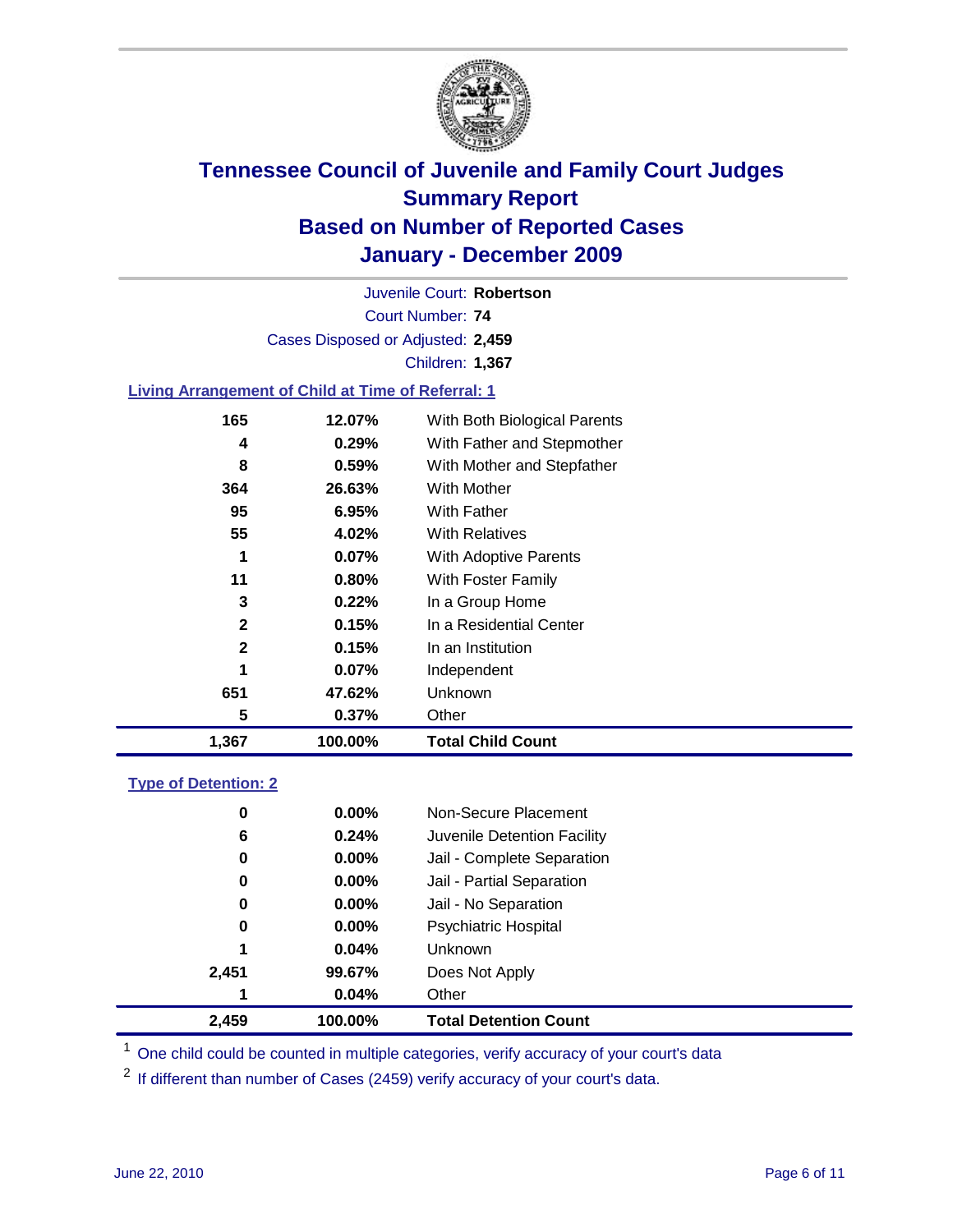# Tennessee Council of Juvenile and Family Court Judges
## Summary Report
## Based on Number of Reported Cases
## January - December 2009

Juvenile Court: **Robertson**
Court Number: **74**
Cases Disposed or Adjusted: **2,459**
Children: **1,367**

### Living Arrangement of Child at Time of Referral: 1

| Count | Percent | Living Arrangement |
|---|---|---|
| 165 | 12.07% | With Both Biological Parents |
| 4 | 0.29% | With Father and Stepmother |
| 8 | 0.59% | With Mother and Stepfather |
| 364 | 26.63% | With Mother |
| 95 | 6.95% | With Father |
| 55 | 4.02% | With Relatives |
| 1 | 0.07% | With Adoptive Parents |
| 11 | 0.80% | With Foster Family |
| 3 | 0.22% | In a Group Home |
| 2 | 0.15% | In a Residential Center |
| 2 | 0.15% | In an Institution |
| 1 | 0.07% | Independent |
| 651 | 47.62% | Unknown |
| 5 | 0.37% | Other |
| **1,367** | **100.00%** | **Total Child Count** |

### Type of Detention: 2

| Count | Percent | Type of Detention |
|---|---|---|
| 0 | 0.00% | Non-Secure Placement |
| 6 | 0.24% | Juvenile Detention Facility |
| 0 | 0.00% | Jail - Complete Separation |
| 0 | 0.00% | Jail - Partial Separation |
| 0 | 0.00% | Jail - No Separation |
| 0 | 0.00% | Psychiatric Hospital |
| 1 | 0.04% | Unknown |
| 2,451 | 99.67% | Does Not Apply |
| 1 | 0.04% | Other |
| **2,459** | **100.00%** | **Total Detention Count** |

[1] One child could be counted in multiple categories, verify accuracy of your court's data

[2] If different than number of Cases (2459) verify accuracy of your court's data.

June 22, 2010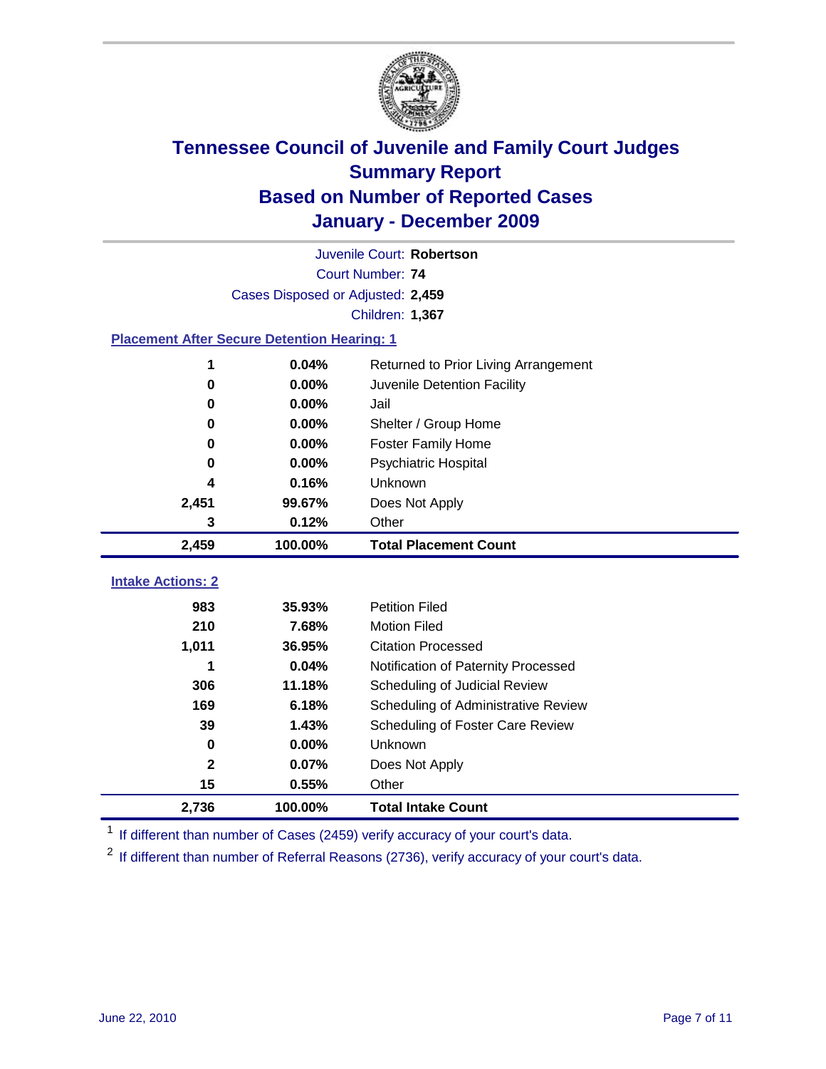# Tennessee Council of Juvenile and Family Court Judges
## Summary Report
## Based on Number of Reported Cases
## January - December 2009

Juvenile Court: **Robertson**

Court Number: **74**

Cases Disposed or Adjusted: **2,459**

Children: **1,367**

### Placement After Secure Detention Hearing: 1

| | | |
|---|---|---|
| 1 | 0.04% | Returned to Prior Living Arrangement |
| 0 | 0.00% | Juvenile Detention Facility |
| 0 | 0.00% | Jail |
| 0 | 0.00% | Shelter / Group Home |
| 0 | 0.00% | Foster Family Home |
| 0 | 0.00% | Psychiatric Hospital |
| 4 | 0.16% | Unknown |
| 2,451 | 99.67% | Does Not Apply |
| 3 | 0.12% | Other |
| **2,459** | **100.00%** | **Total Placement Count** |

### Intake Actions: 2

| | | |
|---|---|---|
| 983 | 35.93% | Petition Filed |
| 210 | 7.68% | Motion Filed |
| 1,011 | 36.95% | Citation Processed |
| 1 | 0.04% | Notification of Paternity Processed |
| 306 | 11.18% | Scheduling of Judicial Review |
| 169 | 6.18% | Scheduling of Administrative Review |
| 39 | 1.43% | Scheduling of Foster Care Review |
| 0 | 0.00% | Unknown |
| 2 | 0.07% | Does Not Apply |
| 15 | 0.55% | Other |
| **2,736** | **100.00%** | **Total Intake Count** |

[1] If different than number of Cases (2459) verify accuracy of your court's data.

[2] If different than number of Referral Reasons (2736), verify accuracy of your court's data.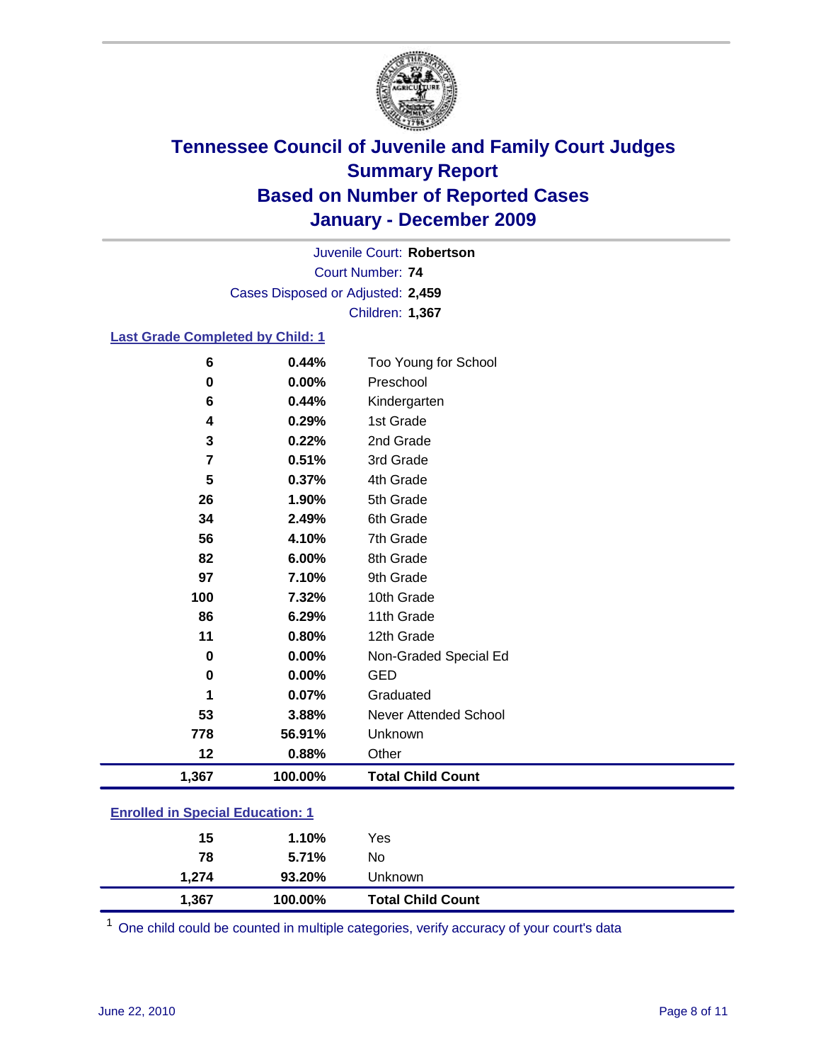# Tennessee Council of Juvenile and Family Court Judges
## Summary Report
## Based on Number of Reported Cases
## January - December 2009

Juvenile Court: **Robertson**
Court Number: **74**
Cases Disposed or Adjusted: **2,459**
Children: **1,367**

### Last Grade Completed by Child: 1

| Count | Percent | Category |
|---|---|---|
| 6 | 0.44% | Too Young for School |
| 0 | 0.00% | Preschool |
| 6 | 0.44% | Kindergarten |
| 4 | 0.29% | 1st Grade |
| 3 | 0.22% | 2nd Grade |
| 7 | 0.51% | 3rd Grade |
| 5 | 0.37% | 4th Grade |
| 26 | 1.90% | 5th Grade |
| 34 | 2.49% | 6th Grade |
| 56 | 4.10% | 7th Grade |
| 82 | 6.00% | 8th Grade |
| 97 | 7.10% | 9th Grade |
| 100 | 7.32% | 10th Grade |
| 86 | 6.29% | 11th Grade |
| 11 | 0.80% | 12th Grade |
| 0 | 0.00% | Non-Graded Special Ed |
| 0 | 0.00% | GED |
| 1 | 0.07% | Graduated |
| 53 | 3.88% | Never Attended School |
| 778 | 56.91% | Unknown |
| 12 | 0.88% | Other |
| **1,367** | **100.00%** | **Total Child Count** |

### Enrolled in Special Education: 1

| Count | Percent | Category |
|---|---|---|
| 15 | 1.10% | Yes |
| 78 | 5.71% | No |
| 1,274 | 93.20% | Unknown |
| **1,367** | **100.00%** | **Total Child Count** |

[1] One child could be counted in multiple categories, verify accuracy of your court's data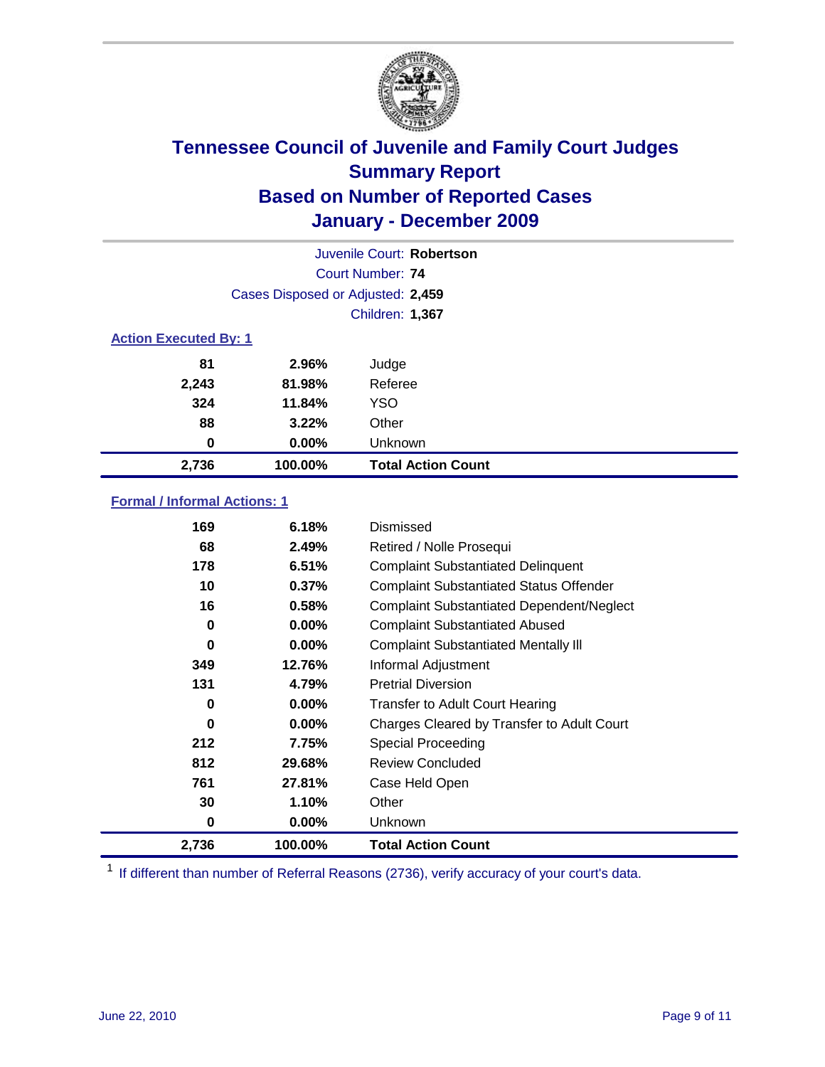# Tennessee Council of Juvenile and Family Court Judges
## Summary Report
## Based on Number of Reported Cases
## January - December 2009

Juvenile Court: **Robertson**

Court Number: **74**

Cases Disposed or Adjusted: **2,459**

Children: **1,367**

### Action Executed By: 1

| | | |
|---|---|---|
| 81 | 2.96% | Judge |
| 2,243 | 81.98% | Referee |
| 324 | 11.84% | YSO |
| 88 | 3.22% | Other |
| 0 | 0.00% | Unknown |
| **2,736** | **100.00%** | **Total Action Count** |

### Formal / Informal Actions: 1

| | | |
|---|---|---|
| 169 | 6.18% | Dismissed |
| 68 | 2.49% | Retired / Nolle Prosequi |
| 178 | 6.51% | Complaint Substantiated Delinquent |
| 10 | 0.37% | Complaint Substantiated Status Offender |
| 16 | 0.58% | Complaint Substantiated Dependent/Neglect |
| 0 | 0.00% | Complaint Substantiated Abused |
| 0 | 0.00% | Complaint Substantiated Mentally Ill |
| 349 | 12.76% | Informal Adjustment |
| 131 | 4.79% | Pretrial Diversion |
| 0 | 0.00% | Transfer to Adult Court Hearing |
| 0 | 0.00% | Charges Cleared by Transfer to Adult Court |
| 212 | 7.75% | Special Proceeding |
| 812 | 29.68% | Review Concluded |
| 761 | 27.81% | Case Held Open |
| 30 | 1.10% | Other |
| 0 | 0.00% | Unknown |
| **2,736** | **100.00%** | **Total Action Count** |

[1] If different than number of Referral Reasons (2736), verify accuracy of your court's data.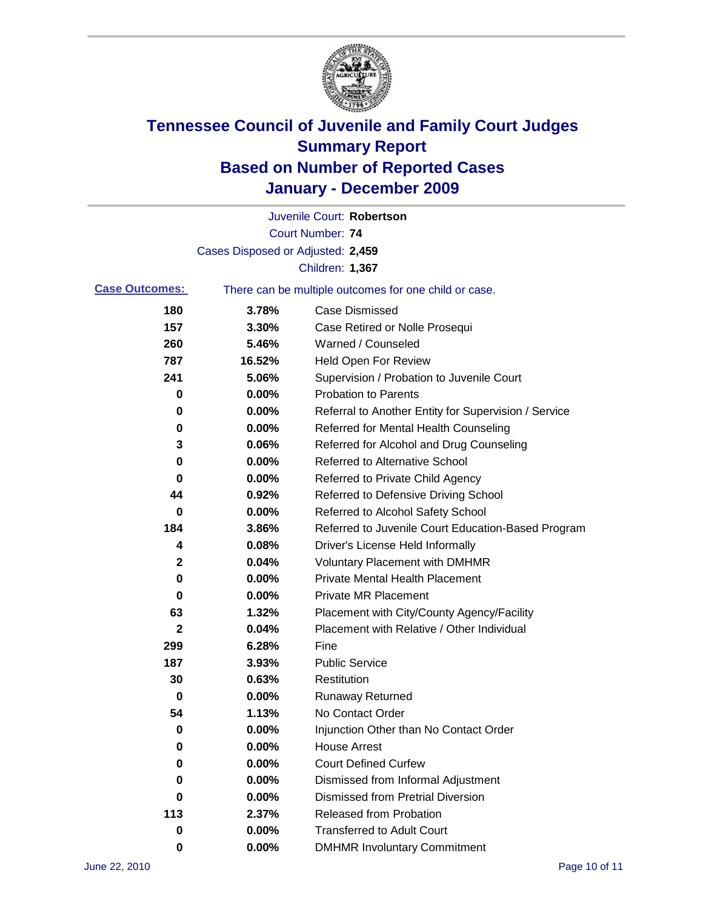# Tennessee Council of Juvenile and Family Court Judges
## Summary Report
## Based on Number of Reported Cases
## January - December 2009

Juvenile Court: **Robertson**

Court Number: **74**

Cases Disposed or Adjusted: **2,459**

Children: **1,367**

**Case Outcomes:** There can be multiple outcomes for one child or case.

| Count | Percent | Outcome |
|---|---|---|
| 180 | 3.78% | Case Dismissed |
| 157 | 3.30% | Case Retired or Nolle Prosequi |
| 260 | 5.46% | Warned / Counseled |
| 787 | 16.52% | Held Open For Review |
| 241 | 5.06% | Supervision / Probation to Juvenile Court |
| 0 | 0.00% | Probation to Parents |
| 0 | 0.00% | Referral to Another Entity for Supervision / Service |
| 0 | 0.00% | Referred for Mental Health Counseling |
| 3 | 0.06% | Referred for Alcohol and Drug Counseling |
| 0 | 0.00% | Referred to Alternative School |
| 0 | 0.00% | Referred to Private Child Agency |
| 44 | 0.92% | Referred to Defensive Driving School |
| 0 | 0.00% | Referred to Alcohol Safety School |
| 184 | 3.86% | Referred to Juvenile Court Education-Based Program |
| 4 | 0.08% | Driver's License Held Informally |
| 2 | 0.04% | Voluntary Placement with DMHMR |
| 0 | 0.00% | Private Mental Health Placement |
| 0 | 0.00% | Private MR Placement |
| 63 | 1.32% | Placement with City/County Agency/Facility |
| 2 | 0.04% | Placement with Relative / Other Individual |
| 299 | 6.28% | Fine |
| 187 | 3.93% | Public Service |
| 30 | 0.63% | Restitution |
| 0 | 0.00% | Runaway Returned |
| 54 | 1.13% | No Contact Order |
| 0 | 0.00% | Injunction Other than No Contact Order |
| 0 | 0.00% | House Arrest |
| 0 | 0.00% | Court Defined Curfew |
| 0 | 0.00% | Dismissed from Informal Adjustment |
| 0 | 0.00% | Dismissed from Pretrial Diversion |
| 113 | 2.37% | Released from Probation |
| 0 | 0.00% | Transferred to Adult Court |
| 0 | 0.00% | DMHMR Involuntary Commitment |

June 22, 2010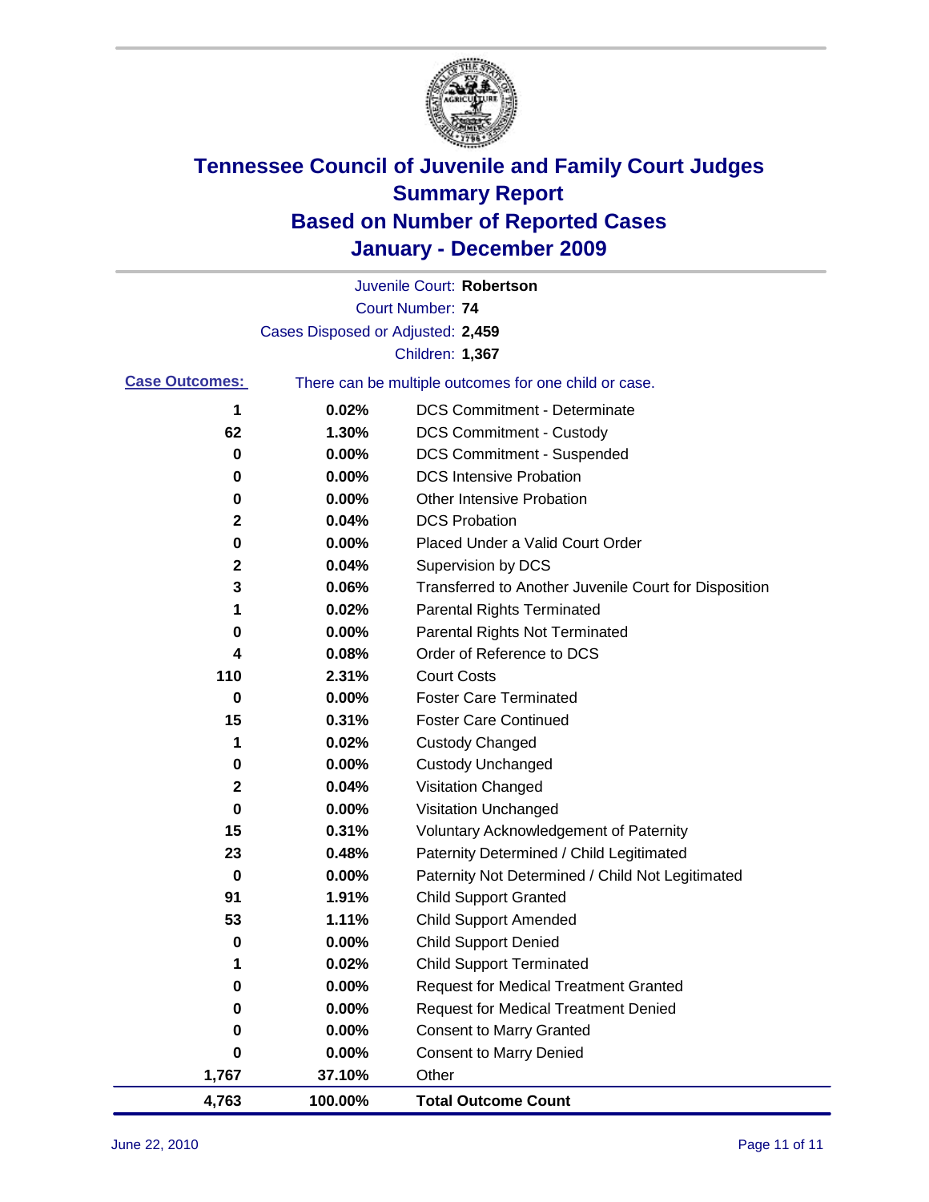# Tennessee Council of Juvenile and Family Court Judges
## Summary Report
## Based on Number of Reported Cases
## January - December 2009

Juvenile Court: **Robertson**
Court Number: **74**
Cases Disposed or Adjusted: **2,459**
Children: **1,367**

**Case Outcomes:** There can be multiple outcomes for one child or case.

| | | |
|---|---|---|
| 1 | 0.02% | DCS Commitment - Determinate |
| 62 | 1.30% | DCS Commitment - Custody |
| 0 | 0.00% | DCS Commitment - Suspended |
| 0 | 0.00% | DCS Intensive Probation |
| 0 | 0.00% | Other Intensive Probation |
| 2 | 0.04% | DCS Probation |
| 0 | 0.00% | Placed Under a Valid Court Order |
| 2 | 0.04% | Supervision by DCS |
| 3 | 0.06% | Transferred to Another Juvenile Court for Disposition |
| 1 | 0.02% | Parental Rights Terminated |
| 0 | 0.00% | Parental Rights Not Terminated |
| 4 | 0.08% | Order of Reference to DCS |
| 110 | 2.31% | Court Costs |
| 0 | 0.00% | Foster Care Terminated |
| 15 | 0.31% | Foster Care Continued |
| 1 | 0.02% | Custody Changed |
| 0 | 0.00% | Custody Unchanged |
| 2 | 0.04% | Visitation Changed |
| 0 | 0.00% | Visitation Unchanged |
| 15 | 0.31% | Voluntary Acknowledgement of Paternity |
| 23 | 0.48% | Paternity Determined / Child Legitimated |
| 0 | 0.00% | Paternity Not Determined / Child Not Legitimated |
| 91 | 1.91% | Child Support Granted |
| 53 | 1.11% | Child Support Amended |
| 0 | 0.00% | Child Support Denied |
| 1 | 0.02% | Child Support Terminated |
| 0 | 0.00% | Request for Medical Treatment Granted |
| 0 | 0.00% | Request for Medical Treatment Denied |
| 0 | 0.00% | Consent to Marry Granted |
| 0 | 0.00% | Consent to Marry Denied |
| 1,767 | 37.10% | Other |
| **4,763** | **100.00%** | **Total Outcome Count** |